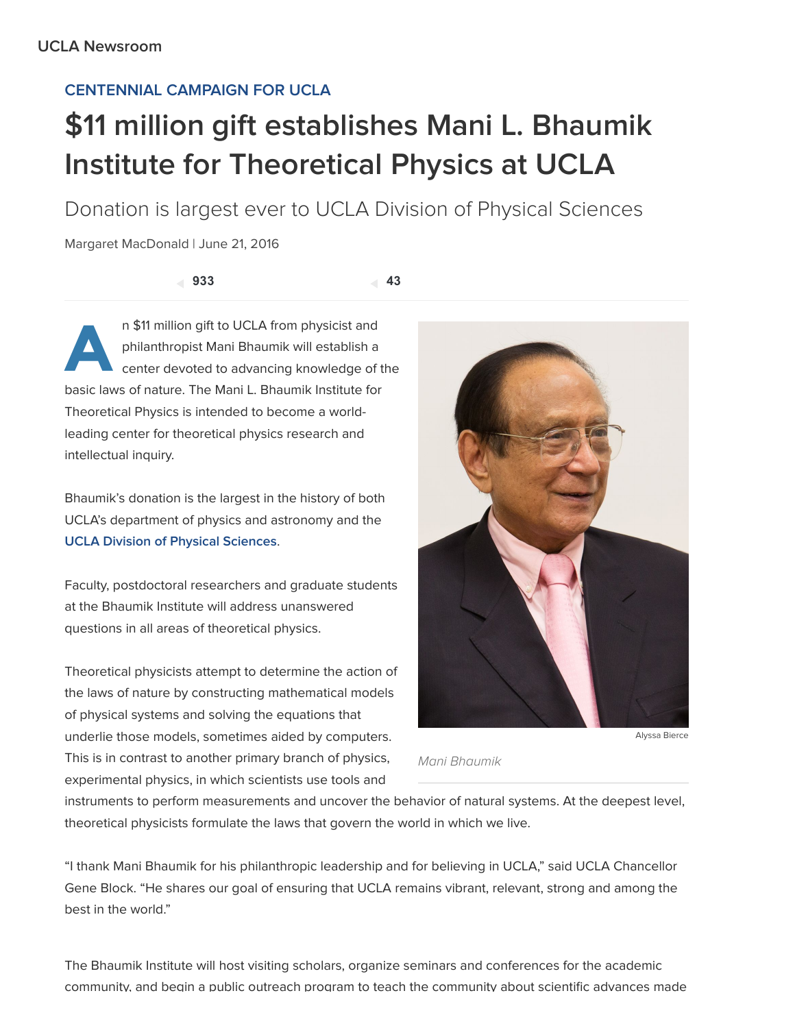UCLA Newsroom

CENTENNIAL CAMPAIGN FOR UCLA

# $11 million gift establishes Mani L. Bhaumik Institute for Theoretical Physics at UCLA

## Donation is largest ever to UCLA Division of Physical Sciences

Margaret MacDonald | June 21, 2016

933 43

An $11 million gift to UCLA from physicist and philanthropist Mani Bhaumik will establish a center devoted to advancing knowledge of the basic laws of nature. The Mani L. Bhaumik Institute for Theoretical Physics is intended to become a world-leading center for theoretical physics research and intellectual inquiry.

Bhaumik's donation is the largest in the history of both UCLA's department of physics and astronomy and the UCLA Division of Physical Sciences.

Faculty, postdoctoral researchers and graduate students at the Bhaumik Institute will address unanswered questions in all areas of theoretical physics.

Alyssa Bierce

*Mani Bhaumik*

Theoretical physicists attempt to determine the action of the laws of nature by constructing mathematical models of physical systems and solving the equations that underlie those models, sometimes aided by computers. This is in contrast to another primary branch of physics, experimental physics, in which scientists use tools and instruments to perform measurements and uncover the behavior of natural systems. At the deepest level, theoretical physicists formulate the laws that govern the world in which we live.

"I thank Mani Bhaumik for his philanthropic leadership and for believing in UCLA," said UCLA Chancellor Gene Block. "He shares our goal of ensuring that UCLA remains vibrant, relevant, strong and among the best in the world."

The Bhaumik Institute will host visiting scholars, organize seminars and conferences for the academic community, and begin a public outreach program to teach the community about scientific advances made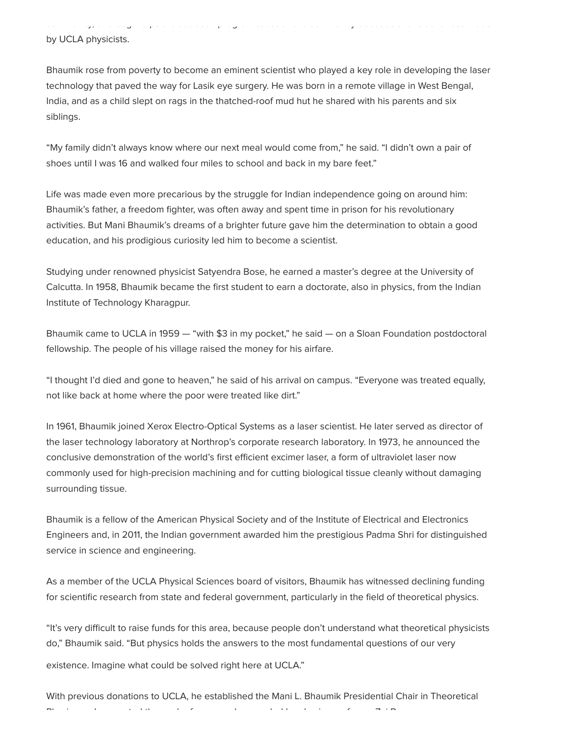by UCLA physicists.

Bhaumik rose from poverty to become an eminent scientist who played a key role in developing the laser technology that paved the way for Lasik eye surgery. He was born in a remote village in West Bengal, India, and as a child slept on rags in the thatched-roof mud hut he shared with his parents and six siblings.

"My family didn't always know where our next meal would come from," he said. "I didn't own a pair of shoes until I was 16 and walked four miles to school and back in my bare feet."

Life was made even more precarious by the struggle for Indian independence going on around him: Bhaumik's father, a freedom fighter, was often away and spent time in prison for his revolutionary activities. But Mani Bhaumik's dreams of a brighter future gave him the determination to obtain a good education, and his prodigious curiosity led him to become a scientist.

Studying under renowned physicist Satyendra Bose, he earned a master's degree at the University of Calcutta. In 1958, Bhaumik became the first student to earn a doctorate, also in physics, from the Indian Institute of Technology Kharagpur.

Bhaumik came to UCLA in 1959 — "with $3 in my pocket," he said — on a Sloan Foundation postdoctoral fellowship. The people of his village raised the money for his airfare.

"I thought I'd died and gone to heaven," he said of his arrival on campus. "Everyone was treated equally, not like back at home where the poor were treated like dirt."

In 1961, Bhaumik joined Xerox Electro-Optical Systems as a laser scientist. He later served as director of the laser technology laboratory at Northrop's corporate research laboratory. In 1973, he announced the conclusive demonstration of the world's first efficient excimer laser, a form of ultraviolet laser now commonly used for high-precision machining and for cutting biological tissue cleanly without damaging surrounding tissue.

Bhaumik is a fellow of the American Physical Society and of the Institute of Electrical and Electronics Engineers and, in 2011, the Indian government awarded him the prestigious Padma Shri for distinguished service in science and engineering.

As a member of the UCLA Physical Sciences board of visitors, Bhaumik has witnessed declining funding for scientific research from state and federal government, particularly in the field of theoretical physics.

"It's very difficult to raise funds for this area, because people don't understand what theoretical physicists do," Bhaumik said. "But physics holds the answers to the most fundamental questions of our very existence. Imagine what could be solved right here at UCLA."

With previous donations to UCLA, he established the Mani L. Bhaumik Presidential Chair in Theoretical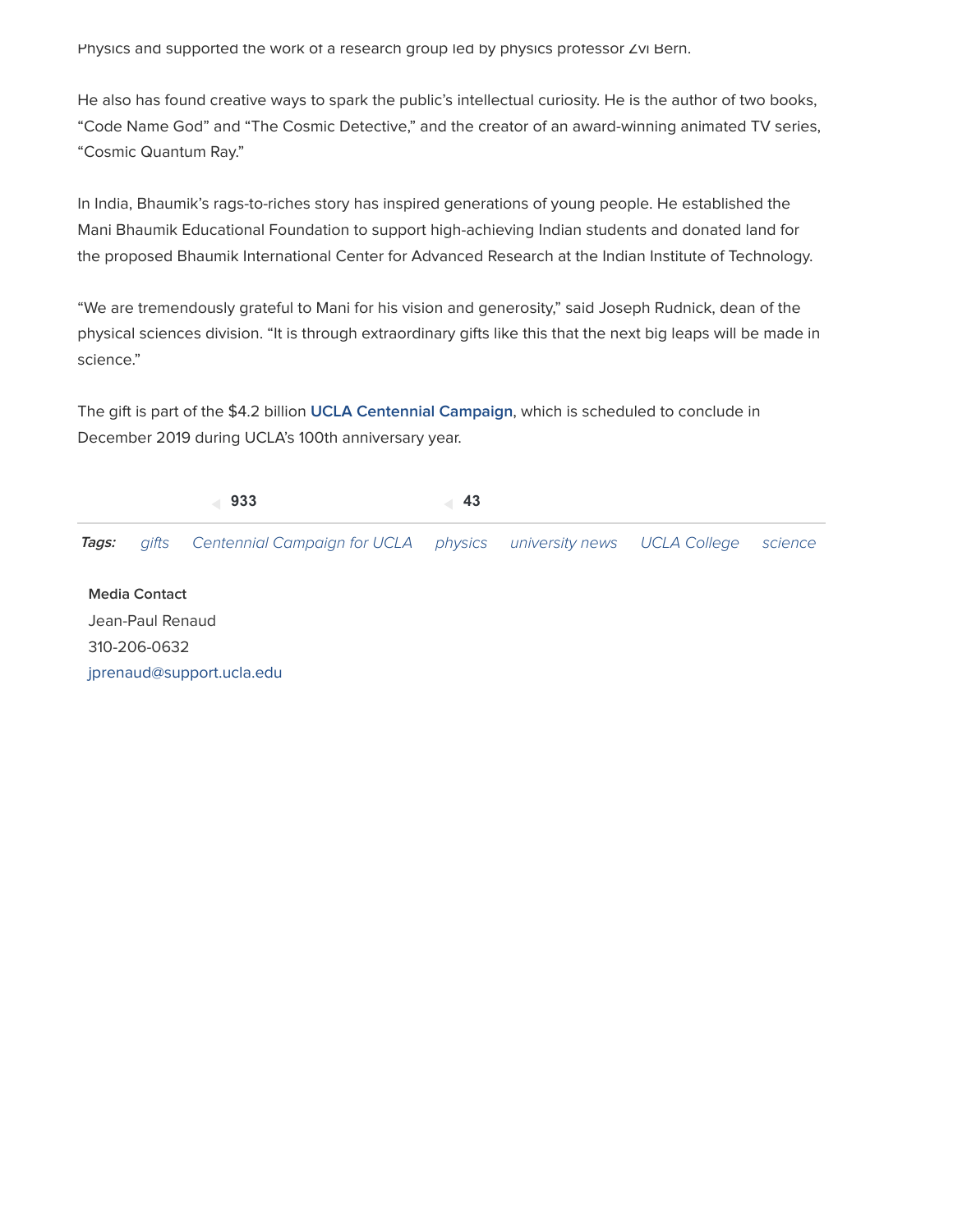Physics and supported the work of a research group led by physics professor Zvi Bern.

He also has found creative ways to spark the public's intellectual curiosity. He is the author of two books, "Code Name God" and "The Cosmic Detective," and the creator of an award-winning animated TV series, "Cosmic Quantum Ray."

In India, Bhaumik's rags-to-riches story has inspired generations of young people. He established the Mani Bhaumik Educational Foundation to support high-achieving Indian students and donated land for the proposed Bhaumik International Center for Advanced Research at the Indian Institute of Technology.

"We are tremendously grateful to Mani for his vision and generosity," said Joseph Rudnick, dean of the physical sciences division. "It is through extraordinary gifts like this that the next big leaps will be made in science."

The gift is part of the $4.2 billion **UCLA Centennial Campaign**, which is scheduled to conclude in December 2019 during UCLA's 100th anniversary year.

**933** **43**

***Tags:*** *gifts* *Centennial Campaign for UCLA* *physics* *university news* *UCLA College* *science*

**Media Contact**

Jean-Paul Renaud

310-206-0632

jprenaud@support.ucla.edu